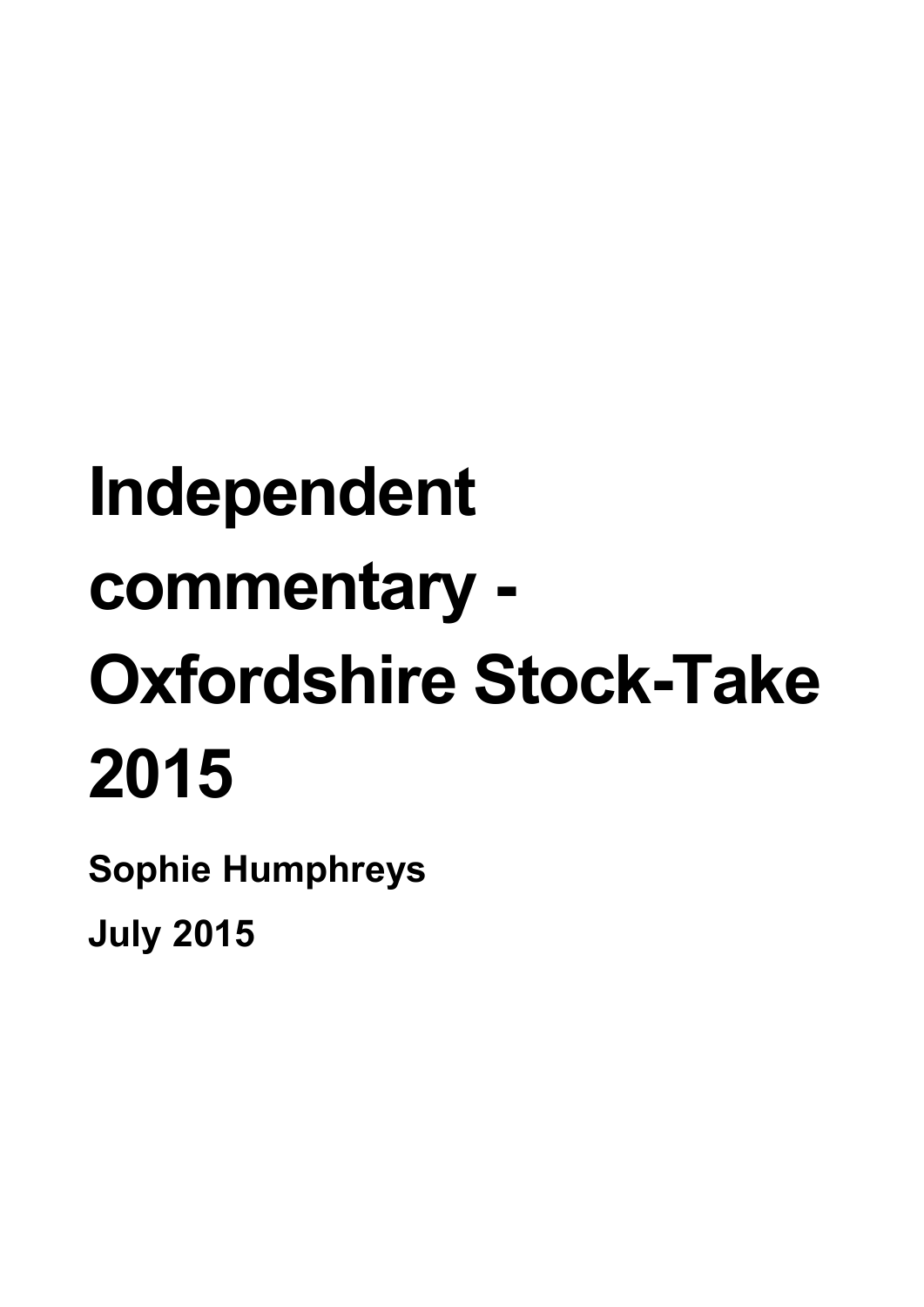# Independent commentary - Oxfordshire Stock-Take 2015

**Sophie Humphreys**

**July 2015**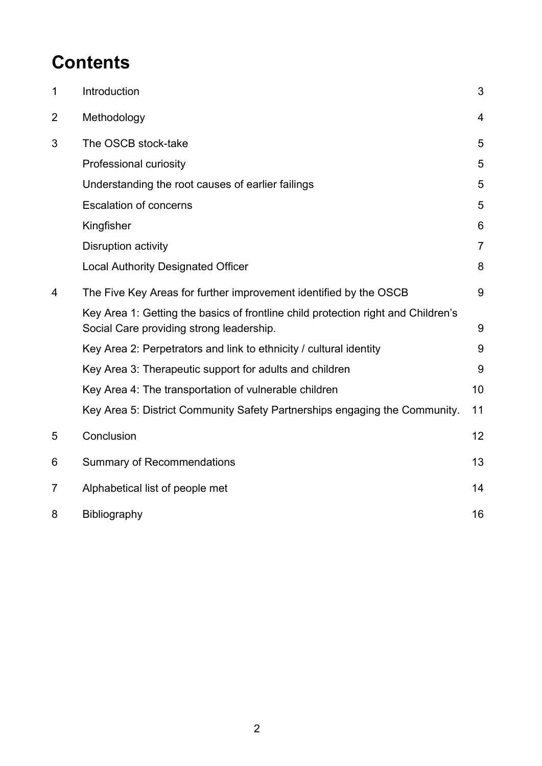# Contents

| | | |
|---|---|---|
| 1 | Introduction | 3 |
| 2 | Methodology | 4 |
| 3 | The OSCB stock-take | 5 |
| | Professional curiosity | 5 |
| | Understanding the root causes of earlier failings | 5 |
| | Escalation of concerns | 5 |
| | Kingfisher | 6 |
| | Disruption activity | 7 |
| | Local Authority Designated Officer | 8 |
| 4 | The Five Key Areas for further improvement identified by the OSCB | 9 |
| | Key Area 1: Getting the basics of frontline child protection right and Children's Social Care providing strong leadership. | 9 |
| | Key Area 2: Perpetrators and link to ethnicity / cultural identity | 9 |
| | Key Area 3: Therapeutic support for adults and children | 9 |
| | Key Area 4: The transportation of vulnerable children | 10 |
| | Key Area 5: District Community Safety Partnerships engaging the Community. | 11 |
| 5 | Conclusion | 12 |
| 6 | Summary of Recommendations | 13 |
| 7 | Alphabetical list of people met | 14 |
| 8 | Bibliography | 16 |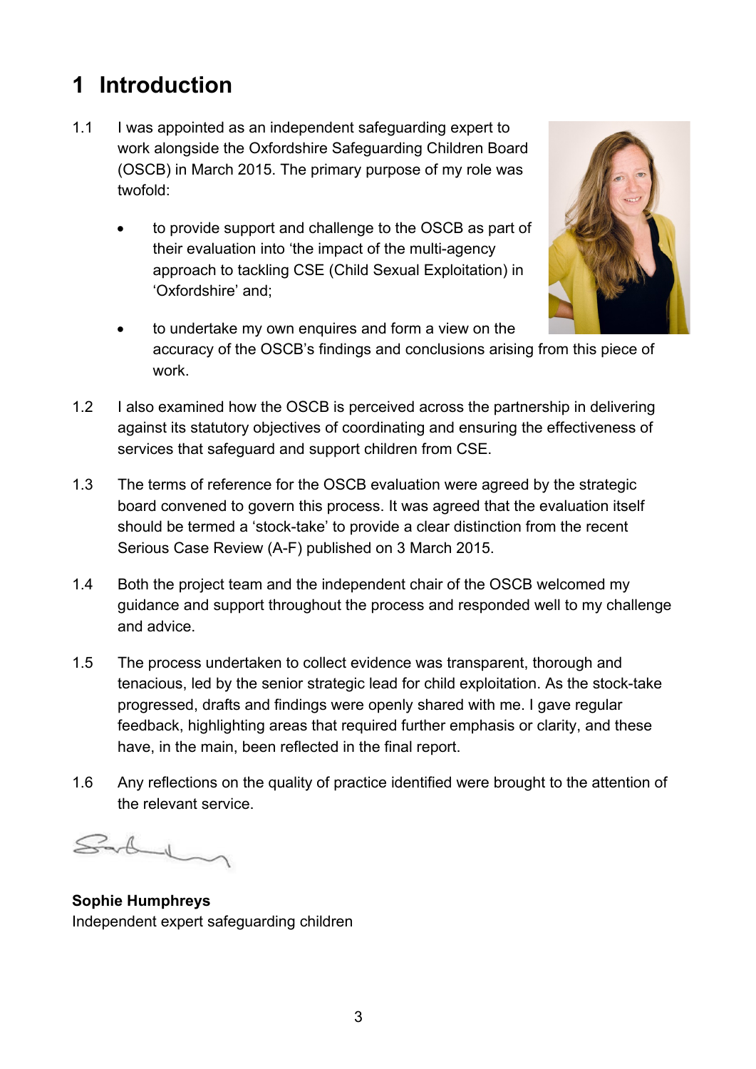# 1 Introduction

1.1 I was appointed as an independent safeguarding expert to work alongside the Oxfordshire Safeguarding Children Board (OSCB) in March 2015. The primary purpose of my role was twofold:

- to provide support and challenge to the OSCB as part of their evaluation into 'the impact of the multi-agency approach to tackling CSE (Child Sexual Exploitation) in 'Oxfordshire' and;
- to undertake my own enquires and form a view on the accuracy of the OSCB's findings and conclusions arising from this piece of work.

1.2 I also examined how the OSCB is perceived across the partnership in delivering against its statutory objectives of coordinating and ensuring the effectiveness of services that safeguard and support children from CSE.

1.3 The terms of reference for the OSCB evaluation were agreed by the strategic board convened to govern this process. It was agreed that the evaluation itself should be termed a 'stock-take' to provide a clear distinction from the recent Serious Case Review (A-F) published on 3 March 2015.

1.4 Both the project team and the independent chair of the OSCB welcomed my guidance and support throughout the process and responded well to my challenge and advice.

1.5 The process undertaken to collect evidence was transparent, thorough and tenacious, led by the senior strategic lead for child exploitation. As the stock-take progressed, drafts and findings were openly shared with me. I gave regular feedback, highlighting areas that required further emphasis or clarity, and these have, in the main, been reflected in the final report.

1.6 Any reflections on the quality of practice identified were brought to the attention of the relevant service.

**Sophie Humphreys**
Independent expert safeguarding children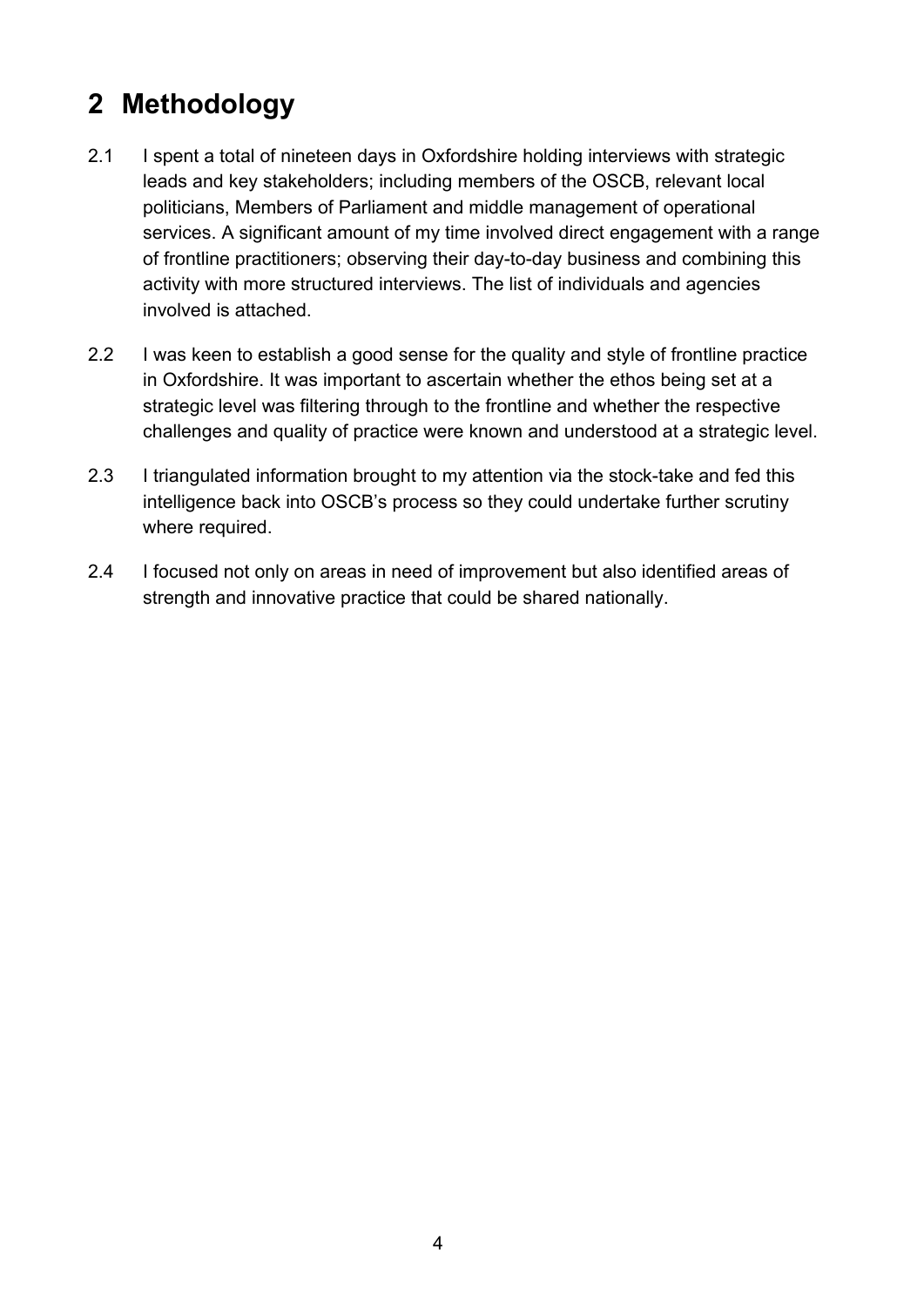# 2 Methodology

2.1 I spent a total of nineteen days in Oxfordshire holding interviews with strategic leads and key stakeholders; including members of the OSCB, relevant local politicians, Members of Parliament and middle management of operational services. A significant amount of my time involved direct engagement with a range of frontline practitioners; observing their day-to-day business and combining this activity with more structured interviews. The list of individuals and agencies involved is attached.

2.2 I was keen to establish a good sense for the quality and style of frontline practice in Oxfordshire. It was important to ascertain whether the ethos being set at a strategic level was filtering through to the frontline and whether the respective challenges and quality of practice were known and understood at a strategic level.

2.3 I triangulated information brought to my attention via the stock-take and fed this intelligence back into OSCB's process so they could undertake further scrutiny where required.

2.4 I focused not only on areas in need of improvement but also identified areas of strength and innovative practice that could be shared nationally.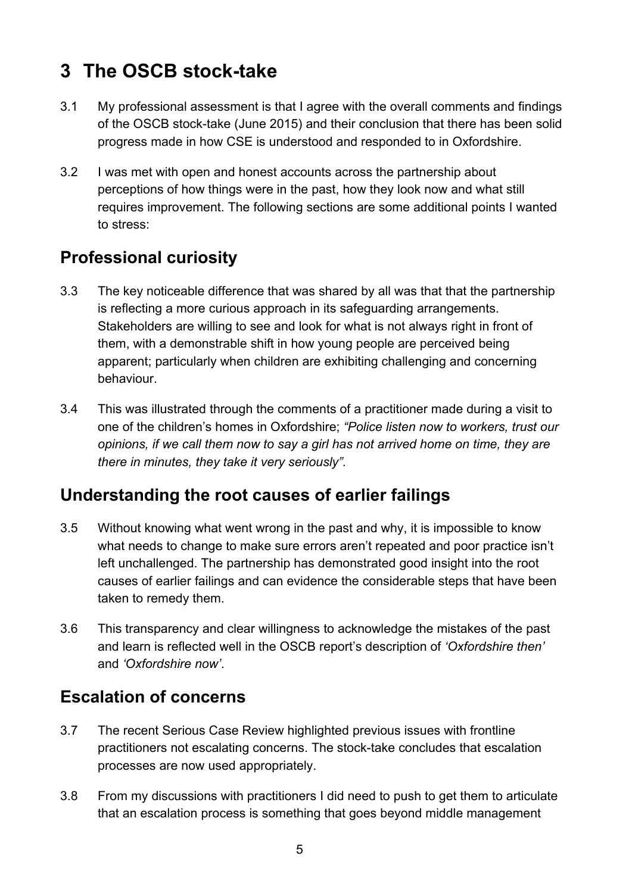# 3 The OSCB stock-take

3.1 My professional assessment is that I agree with the overall comments and findings of the OSCB stock-take (June 2015) and their conclusion that there has been solid progress made in how CSE is understood and responded to in Oxfordshire.

3.2 I was met with open and honest accounts across the partnership about perceptions of how things were in the past, how they look now and what still requires improvement. The following sections are some additional points I wanted to stress:

## Professional curiosity

3.3 The key noticeable difference that was shared by all was that that the partnership is reflecting a more curious approach in its safeguarding arrangements. Stakeholders are willing to see and look for what is not always right in front of them, with a demonstrable shift in how young people are perceived being apparent; particularly when children are exhibiting challenging and concerning behaviour.

3.4 This was illustrated through the comments of a practitioner made during a visit to one of the children's homes in Oxfordshire; *"Police listen now to workers, trust our opinions, if we call them now to say a girl has not arrived home on time, they are there in minutes, they take it very seriously".*

## Understanding the root causes of earlier failings

3.5 Without knowing what went wrong in the past and why, it is impossible to know what needs to change to make sure errors aren't repeated and poor practice isn't left unchallenged. The partnership has demonstrated good insight into the root causes of earlier failings and can evidence the considerable steps that have been taken to remedy them.

3.6 This transparency and clear willingness to acknowledge the mistakes of the past and learn is reflected well in the OSCB report's description of *'Oxfordshire then'* and *'Oxfordshire now'*.

## Escalation of concerns

3.7 The recent Serious Case Review highlighted previous issues with frontline practitioners not escalating concerns. The stock-take concludes that escalation processes are now used appropriately.

3.8 From my discussions with practitioners I did need to push to get them to articulate that an escalation process is something that goes beyond middle management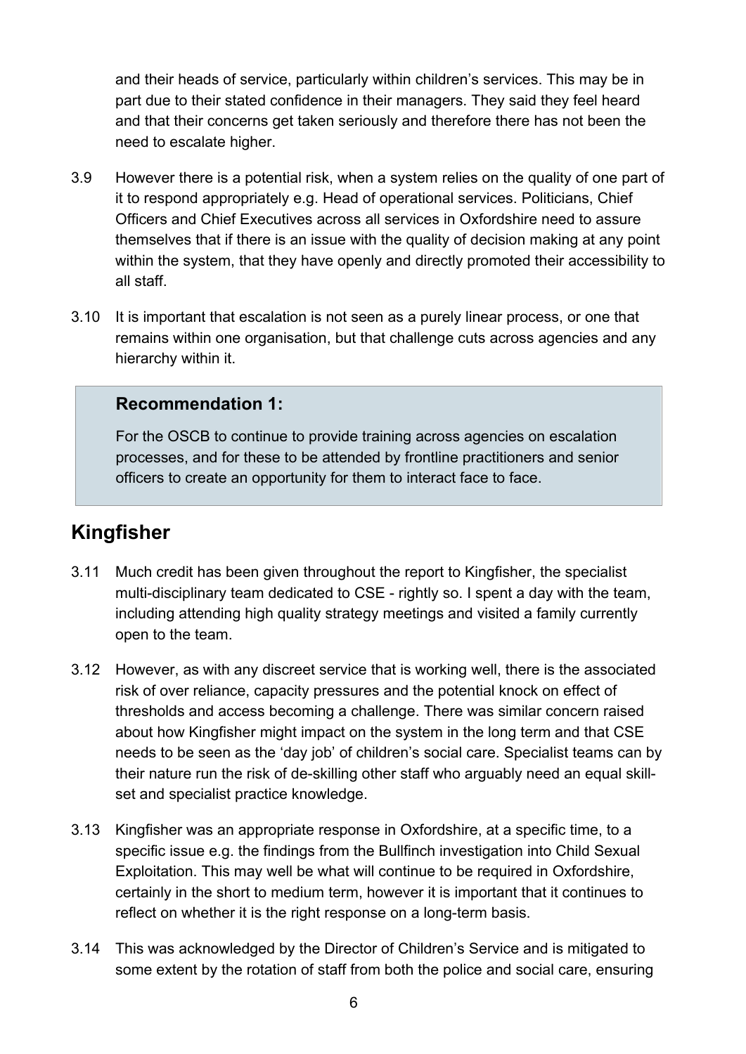and their heads of service, particularly within children's services. This may be in part due to their stated confidence in their managers. They said they feel heard and that their concerns get taken seriously and therefore there has not been the need to escalate higher.

3.9 However there is a potential risk, when a system relies on the quality of one part of it to respond appropriately e.g. Head of operational services. Politicians, Chief Officers and Chief Executives across all services in Oxfordshire need to assure themselves that if there is an issue with the quality of decision making at any point within the system, that they have openly and directly promoted their accessibility to all staff.

3.10 It is important that escalation is not seen as a purely linear process, or one that remains within one organisation, but that challenge cuts across agencies and any hierarchy within it.

> **Recommendation 1:**
>
> For the OSCB to continue to provide training across agencies on escalation processes, and for these to be attended by frontline practitioners and senior officers to create an opportunity for them to interact face to face.

## Kingfisher

3.11 Much credit has been given throughout the report to Kingfisher, the specialist multi-disciplinary team dedicated to CSE - rightly so. I spent a day with the team, including attending high quality strategy meetings and visited a family currently open to the team.

3.12 However, as with any discreet service that is working well, there is the associated risk of over reliance, capacity pressures and the potential knock on effect of thresholds and access becoming a challenge. There was similar concern raised about how Kingfisher might impact on the system in the long term and that CSE needs to be seen as the 'day job' of children's social care. Specialist teams can by their nature run the risk of de-skilling other staff who arguably need an equal skill-set and specialist practice knowledge.

3.13 Kingfisher was an appropriate response in Oxfordshire, at a specific time, to a specific issue e.g. the findings from the Bullfinch investigation into Child Sexual Exploitation. This may well be what will continue to be required in Oxfordshire, certainly in the short to medium term, however it is important that it continues to reflect on whether it is the right response on a long-term basis.

3.14 This was acknowledged by the Director of Children's Service and is mitigated to some extent by the rotation of staff from both the police and social care, ensuring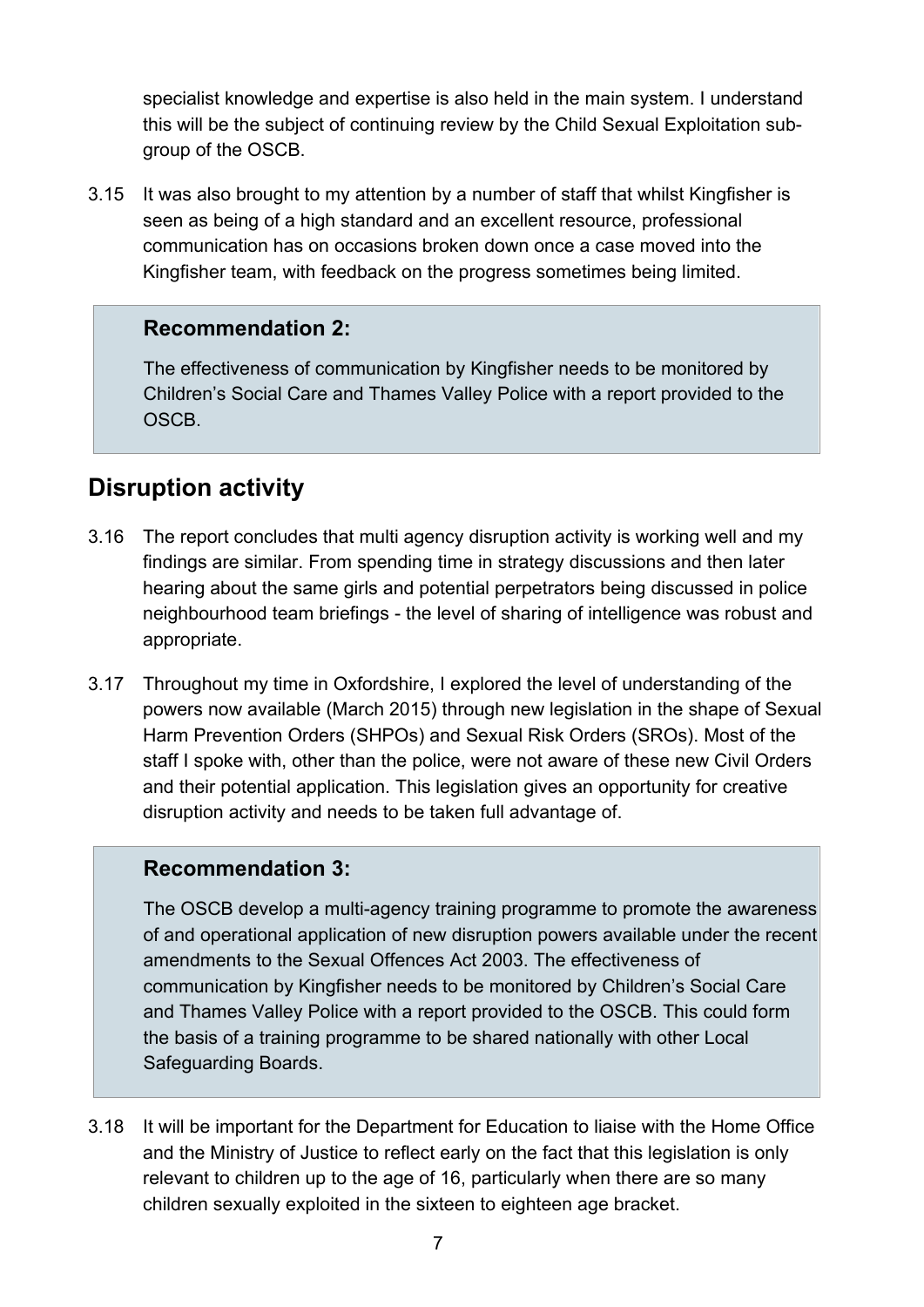specialist knowledge and expertise is also held in the main system. I understand this will be the subject of continuing review by the Child Sexual Exploitation sub-group of the OSCB.

3.15 It was also brought to my attention by a number of staff that whilst Kingfisher is seen as being of a high standard and an excellent resource, professional communication has on occasions broken down once a case moved into the Kingfisher team, with feedback on the progress sometimes being limited.

> **Recommendation 2:**
>
> The effectiveness of communication by Kingfisher needs to be monitored by Children's Social Care and Thames Valley Police with a report provided to the OSCB.

## Disruption activity

3.16 The report concludes that multi agency disruption activity is working well and my findings are similar. From spending time in strategy discussions and then later hearing about the same girls and potential perpetrators being discussed in police neighbourhood team briefings - the level of sharing of intelligence was robust and appropriate.

3.17 Throughout my time in Oxfordshire, I explored the level of understanding of the powers now available (March 2015) through new legislation in the shape of Sexual Harm Prevention Orders (SHPOs) and Sexual Risk Orders (SROs). Most of the staff I spoke with, other than the police, were not aware of these new Civil Orders and their potential application. This legislation gives an opportunity for creative disruption activity and needs to be taken full advantage of.

> **Recommendation 3:**
>
> The OSCB develop a multi-agency training programme to promote the awareness of and operational application of new disruption powers available under the recent amendments to the Sexual Offences Act 2003. The effectiveness of communication by Kingfisher needs to be monitored by Children's Social Care and Thames Valley Police with a report provided to the OSCB. This could form the basis of a training programme to be shared nationally with other Local Safeguarding Boards.

3.18 It will be important for the Department for Education to liaise with the Home Office and the Ministry of Justice to reflect early on the fact that this legislation is only relevant to children up to the age of 16, particularly when there are so many children sexually exploited in the sixteen to eighteen age bracket.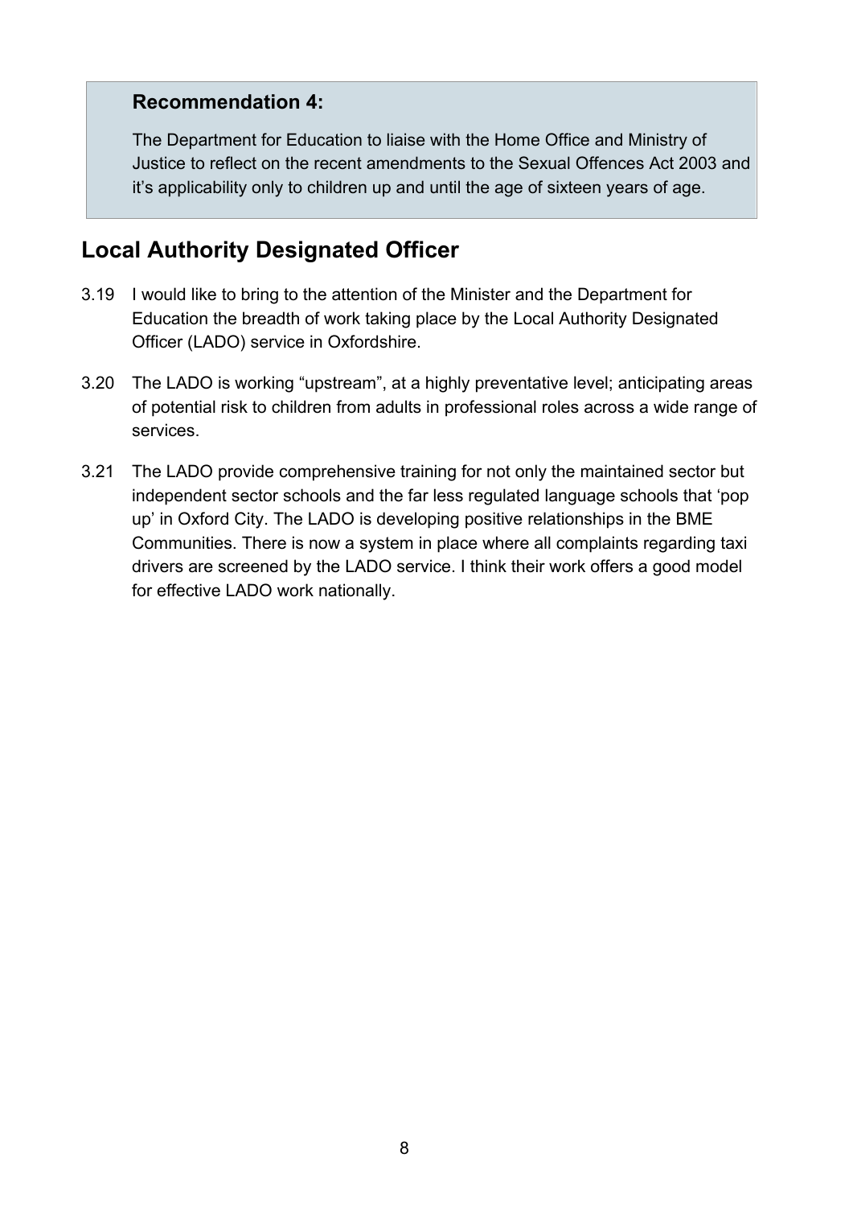> **Recommendation 4:**
>
> The Department for Education to liaise with the Home Office and Ministry of Justice to reflect on the recent amendments to the Sexual Offences Act 2003 and it's applicability only to children up and until the age of sixteen years of age.

## Local Authority Designated Officer

3.19 I would like to bring to the attention of the Minister and the Department for Education the breadth of work taking place by the Local Authority Designated Officer (LADO) service in Oxfordshire.

3.20 The LADO is working "upstream", at a highly preventative level; anticipating areas of potential risk to children from adults in professional roles across a wide range of services.

3.21 The LADO provide comprehensive training for not only the maintained sector but independent sector schools and the far less regulated language schools that 'pop up' in Oxford City. The LADO is developing positive relationships in the BME Communities. There is now a system in place where all complaints regarding taxi drivers are screened by the LADO service. I think their work offers a good model for effective LADO work nationally.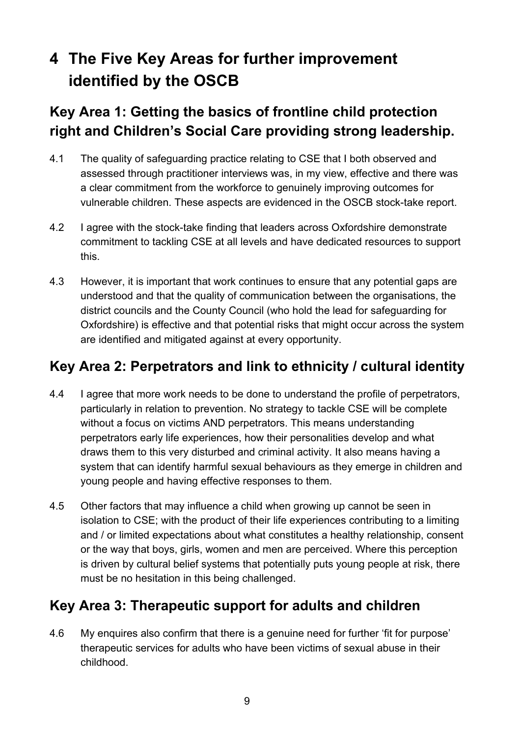# 4 The Five Key Areas for further improvement identified by the OSCB

## Key Area 1: Getting the basics of frontline child protection right and Children's Social Care providing strong leadership.

4.1 The quality of safeguarding practice relating to CSE that I both observed and assessed through practitioner interviews was, in my view, effective and there was a clear commitment from the workforce to genuinely improving outcomes for vulnerable children. These aspects are evidenced in the OSCB stock-take report.

4.2 I agree with the stock-take finding that leaders across Oxfordshire demonstrate commitment to tackling CSE at all levels and have dedicated resources to support this.

4.3 However, it is important that work continues to ensure that any potential gaps are understood and that the quality of communication between the organisations, the district councils and the County Council (who hold the lead for safeguarding for Oxfordshire) is effective and that potential risks that might occur across the system are identified and mitigated against at every opportunity.

## Key Area 2: Perpetrators and link to ethnicity / cultural identity

4.4 I agree that more work needs to be done to understand the profile of perpetrators, particularly in relation to prevention. No strategy to tackle CSE will be complete without a focus on victims AND perpetrators. This means understanding perpetrators early life experiences, how their personalities develop and what draws them to this very disturbed and criminal activity. It also means having a system that can identify harmful sexual behaviours as they emerge in children and young people and having effective responses to them.

4.5 Other factors that may influence a child when growing up cannot be seen in isolation to CSE; with the product of their life experiences contributing to a limiting and / or limited expectations about what constitutes a healthy relationship, consent or the way that boys, girls, women and men are perceived. Where this perception is driven by cultural belief systems that potentially puts young people at risk, there must be no hesitation in this being challenged.

## Key Area 3: Therapeutic support for adults and children

4.6 My enquires also confirm that there is a genuine need for further 'fit for purpose' therapeutic services for adults who have been victims of sexual abuse in their childhood.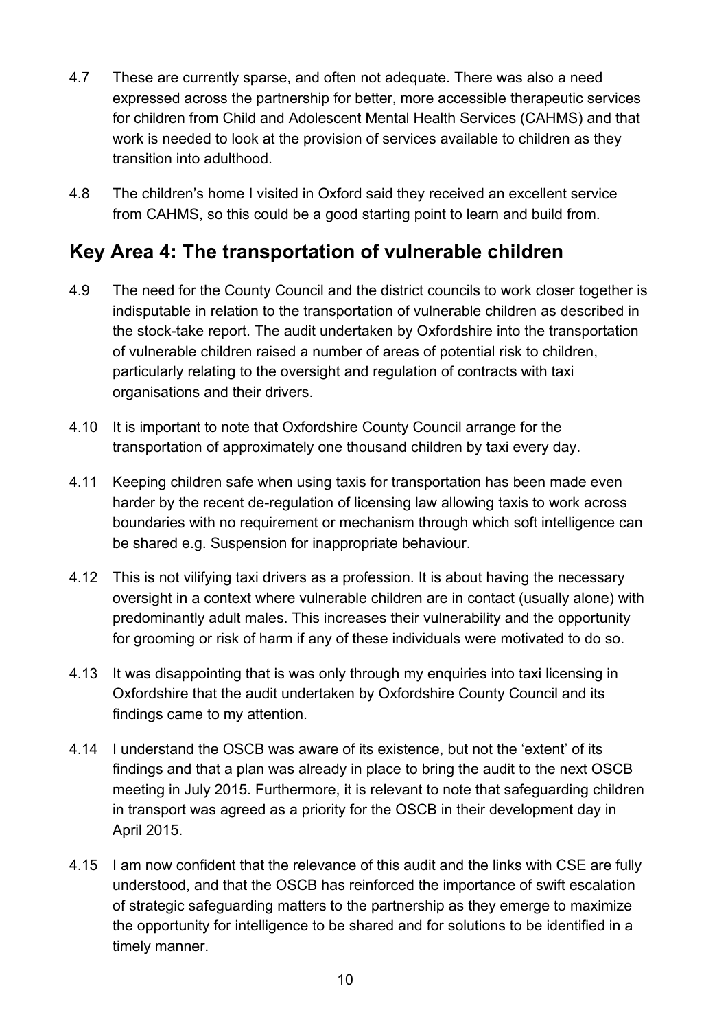4.7 These are currently sparse, and often not adequate. There was also a need expressed across the partnership for better, more accessible therapeutic services for children from Child and Adolescent Mental Health Services (CAHMS) and that work is needed to look at the provision of services available to children as they transition into adulthood.

4.8 The children's home I visited in Oxford said they received an excellent service from CAHMS, so this could be a good starting point to learn and build from.

## Key Area 4: The transportation of vulnerable children

4.9 The need for the County Council and the district councils to work closer together is indisputable in relation to the transportation of vulnerable children as described in the stock-take report. The audit undertaken by Oxfordshire into the transportation of vulnerable children raised a number of areas of potential risk to children, particularly relating to the oversight and regulation of contracts with taxi organisations and their drivers.

4.10 It is important to note that Oxfordshire County Council arrange for the transportation of approximately one thousand children by taxi every day.

4.11 Keeping children safe when using taxis for transportation has been made even harder by the recent de-regulation of licensing law allowing taxis to work across boundaries with no requirement or mechanism through which soft intelligence can be shared e.g. Suspension for inappropriate behaviour.

4.12 This is not vilifying taxi drivers as a profession. It is about having the necessary oversight in a context where vulnerable children are in contact (usually alone) with predominantly adult males. This increases their vulnerability and the opportunity for grooming or risk of harm if any of these individuals were motivated to do so.

4.13 It was disappointing that is was only through my enquiries into taxi licensing in Oxfordshire that the audit undertaken by Oxfordshire County Council and its findings came to my attention.

4.14 I understand the OSCB was aware of its existence, but not the 'extent' of its findings and that a plan was already in place to bring the audit to the next OSCB meeting in July 2015. Furthermore, it is relevant to note that safeguarding children in transport was agreed as a priority for the OSCB in their development day in April 2015.

4.15 I am now confident that the relevance of this audit and the links with CSE are fully understood, and that the OSCB has reinforced the importance of swift escalation of strategic safeguarding matters to the partnership as they emerge to maximize the opportunity for intelligence to be shared and for solutions to be identified in a timely manner.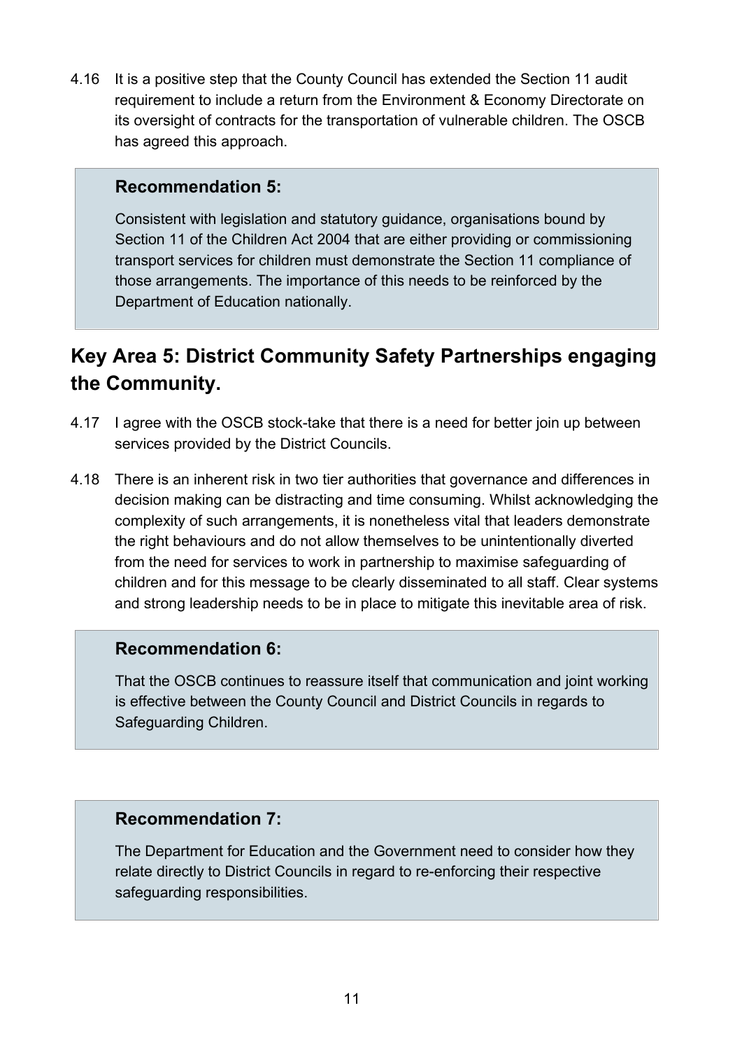4.16 It is a positive step that the County Council has extended the Section 11 audit requirement to include a return from the Environment & Economy Directorate on its oversight of contracts for the transportation of vulnerable children. The OSCB has agreed this approach.

> **Recommendation 5:**
>
> Consistent with legislation and statutory guidance, organisations bound by Section 11 of the Children Act 2004 that are either providing or commissioning transport services for children must demonstrate the Section 11 compliance of those arrangements. The importance of this needs to be reinforced by the Department of Education nationally.

## Key Area 5: District Community Safety Partnerships engaging the Community.

4.17 I agree with the OSCB stock-take that there is a need for better join up between services provided by the District Councils.

4.18 There is an inherent risk in two tier authorities that governance and differences in decision making can be distracting and time consuming. Whilst acknowledging the complexity of such arrangements, it is nonetheless vital that leaders demonstrate the right behaviours and do not allow themselves to be unintentionally diverted from the need for services to work in partnership to maximise safeguarding of children and for this message to be clearly disseminated to all staff. Clear systems and strong leadership needs to be in place to mitigate this inevitable area of risk.

> **Recommendation 6:**
>
> That the OSCB continues to reassure itself that communication and joint working is effective between the County Council and District Councils in regards to Safeguarding Children.

> **Recommendation 7:**
>
> The Department for Education and the Government need to consider how they relate directly to District Councils in regard to re-enforcing their respective safeguarding responsibilities.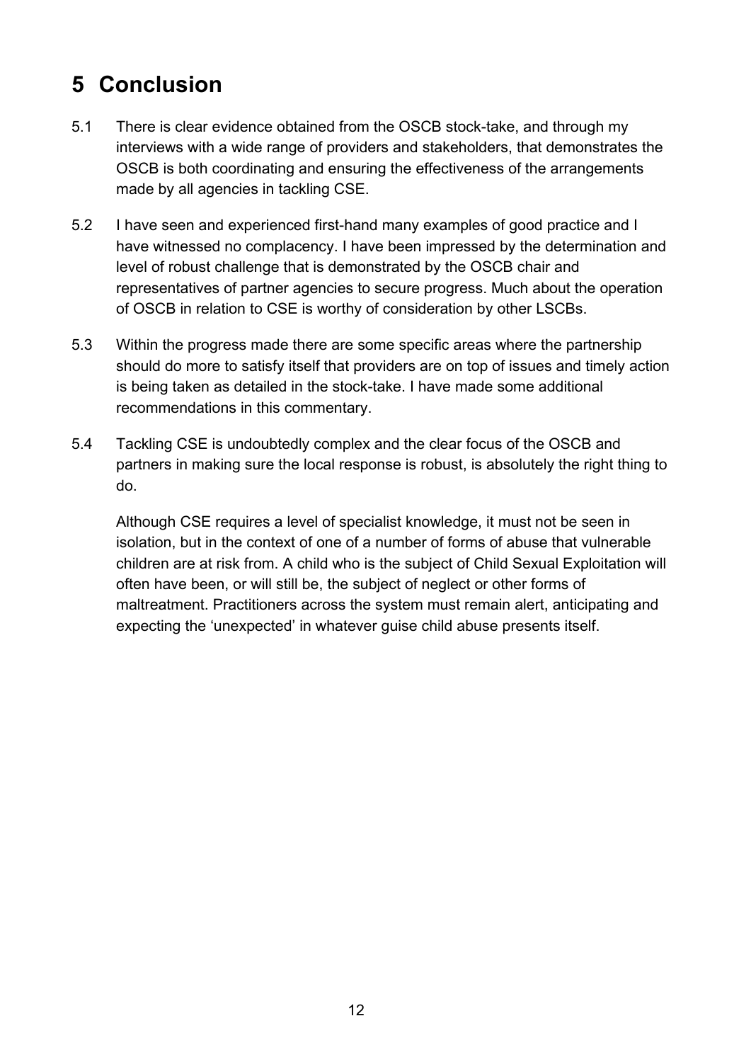# 5 Conclusion

5.1 There is clear evidence obtained from the OSCB stock-take, and through my interviews with a wide range of providers and stakeholders, that demonstrates the OSCB is both coordinating and ensuring the effectiveness of the arrangements made by all agencies in tackling CSE.

5.2 I have seen and experienced first-hand many examples of good practice and I have witnessed no complacency. I have been impressed by the determination and level of robust challenge that is demonstrated by the OSCB chair and representatives of partner agencies to secure progress. Much about the operation of OSCB in relation to CSE is worthy of consideration by other LSCBs.

5.3 Within the progress made there are some specific areas where the partnership should do more to satisfy itself that providers are on top of issues and timely action is being taken as detailed in the stock-take. I have made some additional recommendations in this commentary.

5.4 Tackling CSE is undoubtedly complex and the clear focus of the OSCB and partners in making sure the local response is robust, is absolutely the right thing to do.

Although CSE requires a level of specialist knowledge, it must not be seen in isolation, but in the context of one of a number of forms of abuse that vulnerable children are at risk from. A child who is the subject of Child Sexual Exploitation will often have been, or will still be, the subject of neglect or other forms of maltreatment. Practitioners across the system must remain alert, anticipating and expecting the 'unexpected' in whatever guise child abuse presents itself.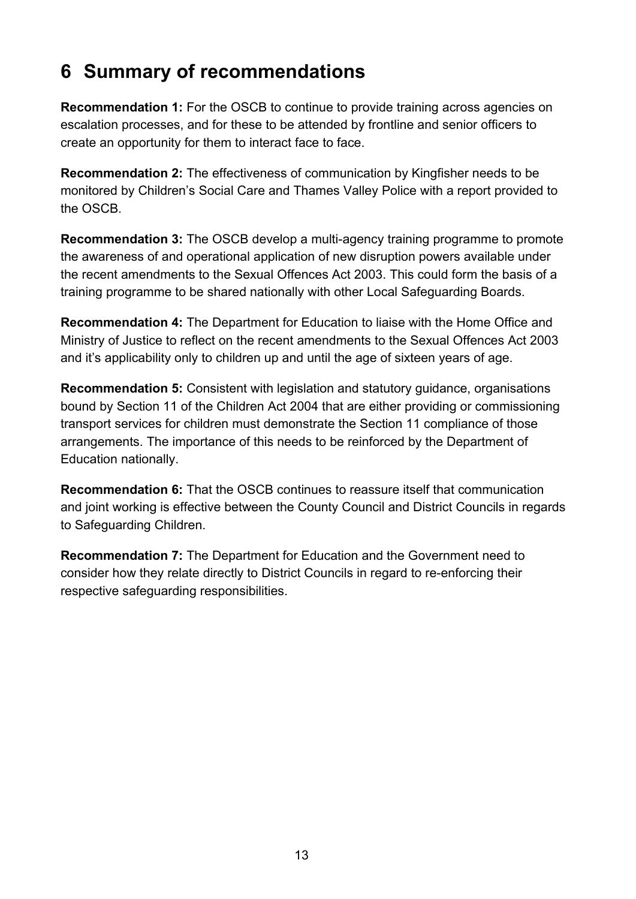# 6 Summary of recommendations

**Recommendation 1:** For the OSCB to continue to provide training across agencies on escalation processes, and for these to be attended by frontline and senior officers to create an opportunity for them to interact face to face.

**Recommendation 2:** The effectiveness of communication by Kingfisher needs to be monitored by Children's Social Care and Thames Valley Police with a report provided to the OSCB.

**Recommendation 3:** The OSCB develop a multi-agency training programme to promote the awareness of and operational application of new disruption powers available under the recent amendments to the Sexual Offences Act 2003. This could form the basis of a training programme to be shared nationally with other Local Safeguarding Boards.

**Recommendation 4:** The Department for Education to liaise with the Home Office and Ministry of Justice to reflect on the recent amendments to the Sexual Offences Act 2003 and it's applicability only to children up and until the age of sixteen years of age.

**Recommendation 5:** Consistent with legislation and statutory guidance, organisations bound by Section 11 of the Children Act 2004 that are either providing or commissioning transport services for children must demonstrate the Section 11 compliance of those arrangements. The importance of this needs to be reinforced by the Department of Education nationally.

**Recommendation 6:** That the OSCB continues to reassure itself that communication and joint working is effective between the County Council and District Councils in regards to Safeguarding Children.

**Recommendation 7:** The Department for Education and the Government need to consider how they relate directly to District Councils in regard to re-enforcing their respective safeguarding responsibilities.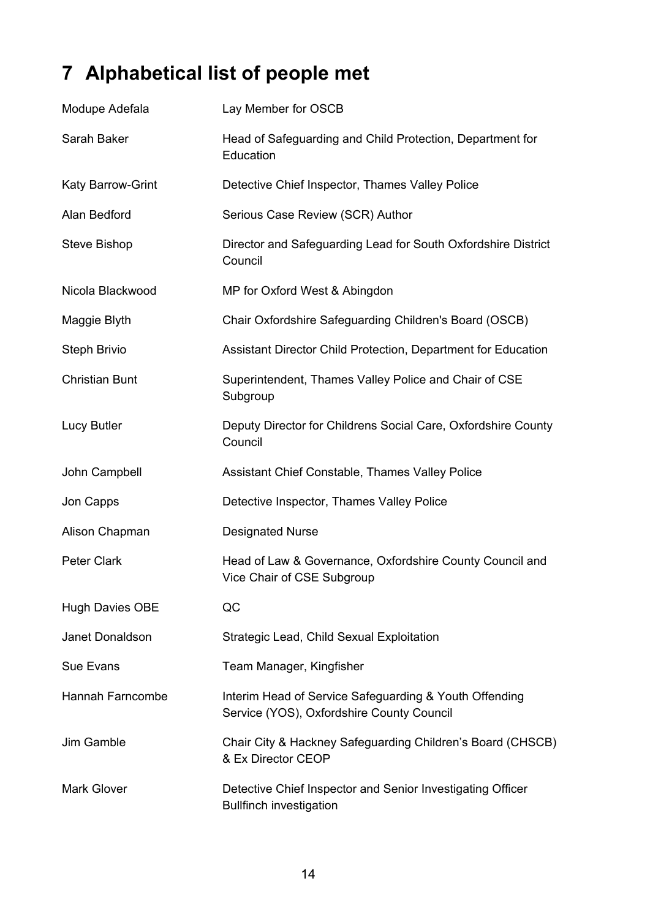# 7 Alphabetical list of people met

| | |
|---|---|
| Modupe Adefala | Lay Member for OSCB |
| Sarah Baker | Head of Safeguarding and Child Protection, Department for Education |
| Katy Barrow-Grint | Detective Chief Inspector, Thames Valley Police |
| Alan Bedford | Serious Case Review (SCR) Author |
| Steve Bishop | Director and Safeguarding Lead for South Oxfordshire District Council |
| Nicola Blackwood | MP for Oxford West & Abingdon |
| Maggie Blyth | Chair Oxfordshire Safeguarding Children's Board (OSCB) |
| Steph Brivio | Assistant Director Child Protection, Department for Education |
| Christian Bunt | Superintendent, Thames Valley Police and Chair of CSE Subgroup |
| Lucy Butler | Deputy Director for Childrens Social Care, Oxfordshire County Council |
| John Campbell | Assistant Chief Constable, Thames Valley Police |
| Jon Capps | Detective Inspector, Thames Valley Police |
| Alison Chapman | Designated Nurse |
| Peter Clark | Head of Law & Governance, Oxfordshire County Council and Vice Chair of CSE Subgroup |
| Hugh Davies OBE | QC |
| Janet Donaldson | Strategic Lead, Child Sexual Exploitation |
| Sue Evans | Team Manager, Kingfisher |
| Hannah Farncombe | Interim Head of Service Safeguarding & Youth Offending Service (YOS), Oxfordshire County Council |
| Jim Gamble | Chair City & Hackney Safeguarding Children's Board (CHSCB) & Ex Director CEOP |
| Mark Glover | Detective Chief Inspector and Senior Investigating Officer Bullfinch investigation |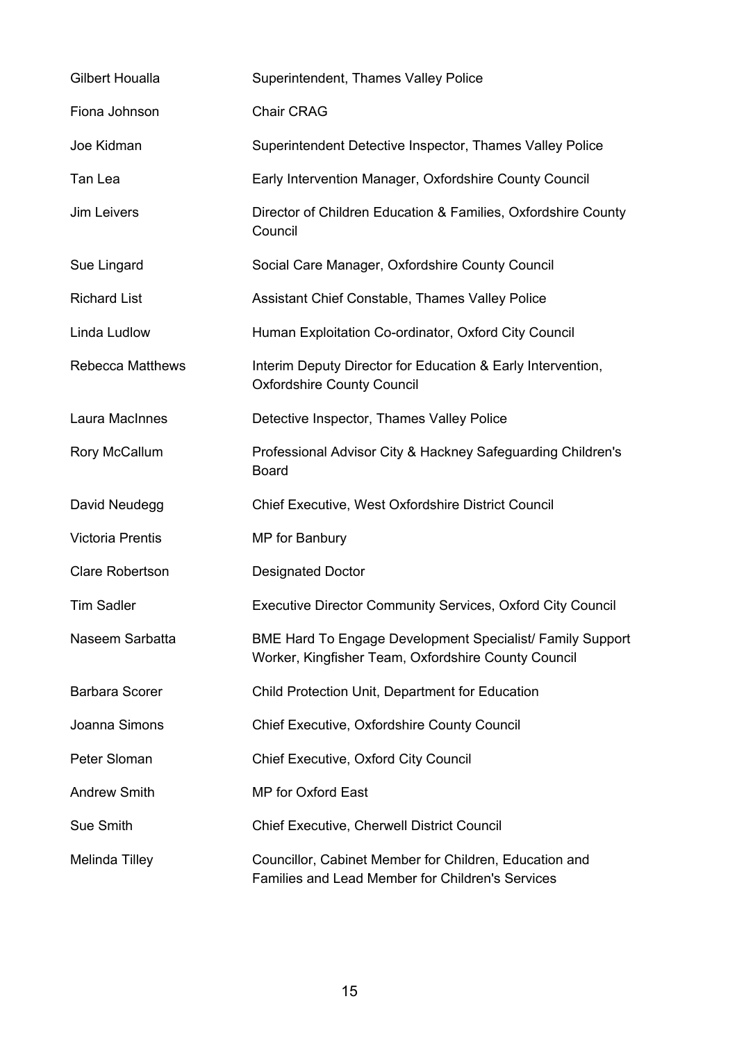| | |
|---|---|
| Gilbert Houalla | Superintendent, Thames Valley Police |
| Fiona Johnson | Chair CRAG |
| Joe Kidman | Superintendent Detective Inspector, Thames Valley Police |
| Tan Lea | Early Intervention Manager, Oxfordshire County Council |
| Jim Leivers | Director of Children Education & Families, Oxfordshire County Council |
| Sue Lingard | Social Care Manager, Oxfordshire County Council |
| Richard List | Assistant Chief Constable, Thames Valley Police |
| Linda Ludlow | Human Exploitation Co-ordinator, Oxford City Council |
| Rebecca Matthews | Interim Deputy Director for Education & Early Intervention, Oxfordshire County Council |
| Laura MacInnes | Detective Inspector, Thames Valley Police |
| Rory McCallum | Professional Advisor City & Hackney Safeguarding Children's Board |
| David Neudegg | Chief Executive, West Oxfordshire District Council |
| Victoria Prentis | MP for Banbury |
| Clare Robertson | Designated Doctor |
| Tim Sadler | Executive Director Community Services, Oxford City Council |
| Naseem Sarbatta | BME Hard To Engage Development Specialist/ Family Support Worker, Kingfisher Team, Oxfordshire County Council |
| Barbara Scorer | Child Protection Unit, Department for Education |
| Joanna Simons | Chief Executive, Oxfordshire County Council |
| Peter Sloman | Chief Executive, Oxford City Council |
| Andrew Smith | MP for Oxford East |
| Sue Smith | Chief Executive, Cherwell District Council |
| Melinda Tilley | Councillor, Cabinet Member for Children, Education and Families and Lead Member for Children's Services |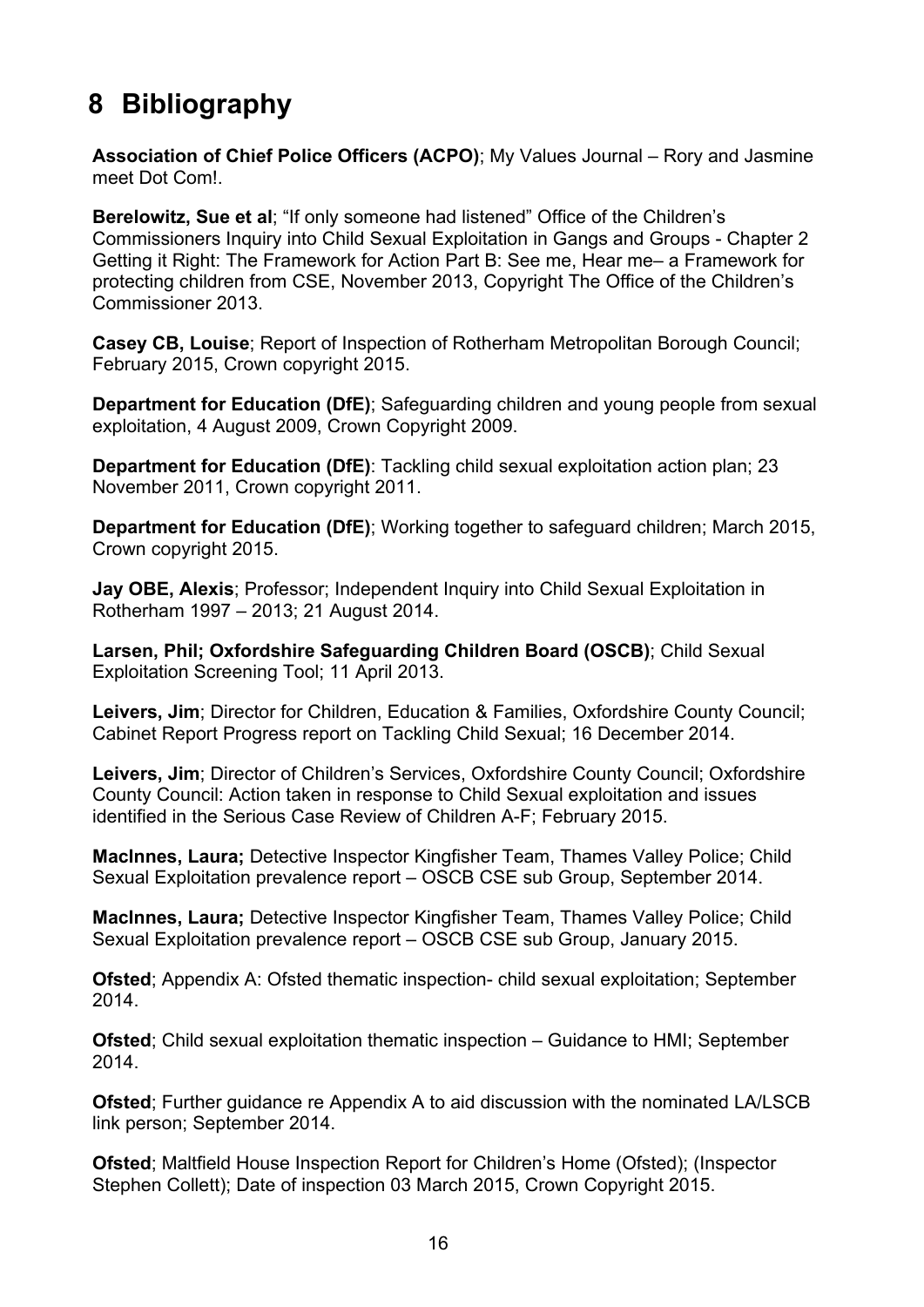# 8 Bibliography

**Association of Chief Police Officers (ACPO)**; My Values Journal – Rory and Jasmine meet Dot Com!.

**Berelowitz, Sue et al**; "If only someone had listened" Office of the Children's Commissioners Inquiry into Child Sexual Exploitation in Gangs and Groups - Chapter 2 Getting it Right: The Framework for Action Part B: See me, Hear me– a Framework for protecting children from CSE, November 2013, Copyright The Office of the Children's Commissioner 2013.

**Casey CB, Louise**; Report of Inspection of Rotherham Metropolitan Borough Council; February 2015, Crown copyright 2015.

**Department for Education (DfE)**; Safeguarding children and young people from sexual exploitation, 4 August 2009, Crown Copyright 2009.

**Department for Education (DfE)**: Tackling child sexual exploitation action plan; 23 November 2011, Crown copyright 2011.

**Department for Education (DfE)**; Working together to safeguard children; March 2015, Crown copyright 2015.

**Jay OBE, Alexis**; Professor; Independent Inquiry into Child Sexual Exploitation in Rotherham 1997 – 2013; 21 August 2014.

**Larsen, Phil; Oxfordshire Safeguarding Children Board (OSCB)**; Child Sexual Exploitation Screening Tool; 11 April 2013.

**Leivers, Jim**; Director for Children, Education & Families, Oxfordshire County Council; Cabinet Report Progress report on Tackling Child Sexual; 16 December 2014.

**Leivers, Jim**; Director of Children's Services, Oxfordshire County Council; Oxfordshire County Council: Action taken in response to Child Sexual exploitation and issues identified in the Serious Case Review of Children A-F; February 2015.

**MacInnes, Laura;** Detective Inspector Kingfisher Team, Thames Valley Police; Child Sexual Exploitation prevalence report – OSCB CSE sub Group, September 2014.

**MacInnes, Laura;** Detective Inspector Kingfisher Team, Thames Valley Police; Child Sexual Exploitation prevalence report – OSCB CSE sub Group, January 2015.

**Ofsted**; Appendix A: Ofsted thematic inspection- child sexual exploitation; September 2014.

**Ofsted**; Child sexual exploitation thematic inspection – Guidance to HMI; September 2014.

**Ofsted**; Further guidance re Appendix A to aid discussion with the nominated LA/LSCB link person; September 2014.

**Ofsted**; Maltfield House Inspection Report for Children's Home (Ofsted); (Inspector Stephen Collett); Date of inspection 03 March 2015, Crown Copyright 2015.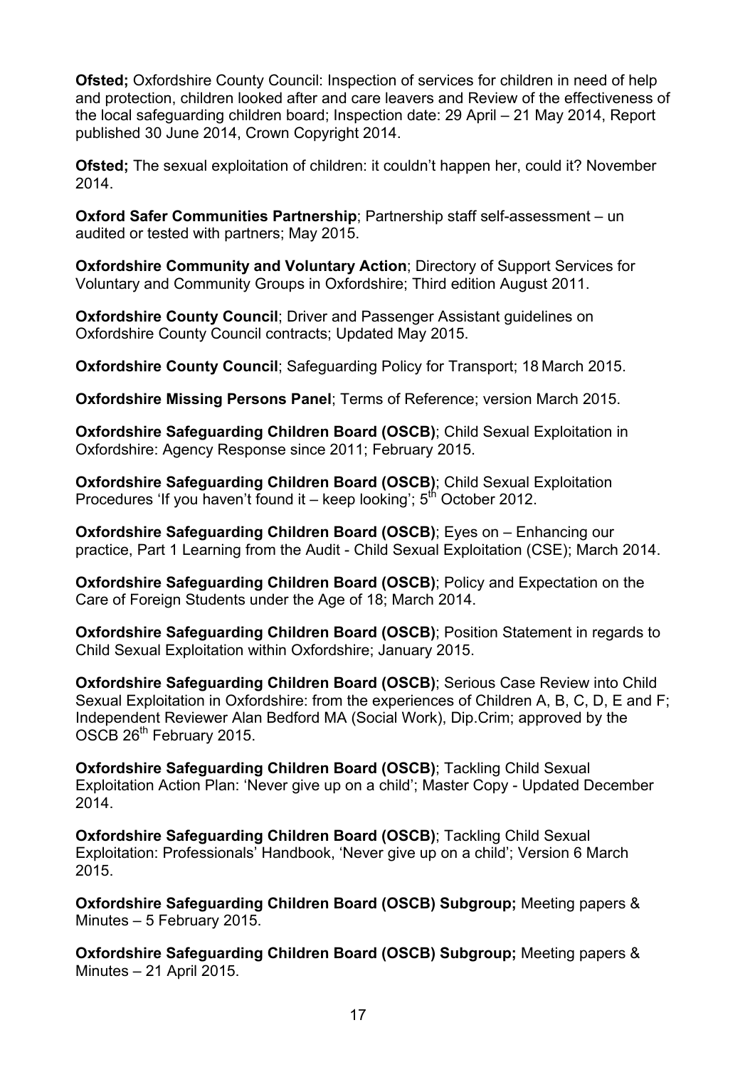**Ofsted;** Oxfordshire County Council: Inspection of services for children in need of help and protection, children looked after and care leavers and Review of the effectiveness of the local safeguarding children board; Inspection date: 29 April – 21 May 2014, Report published 30 June 2014, Crown Copyright 2014.

**Ofsted;** The sexual exploitation of children: it couldn't happen her, could it? November 2014.

**Oxford Safer Communities Partnership**; Partnership staff self-assessment – un audited or tested with partners; May 2015.

**Oxfordshire Community and Voluntary Action**; Directory of Support Services for Voluntary and Community Groups in Oxfordshire; Third edition August 2011.

**Oxfordshire County Council**; Driver and Passenger Assistant guidelines on Oxfordshire County Council contracts; Updated May 2015.

**Oxfordshire County Council**; Safeguarding Policy for Transport; 18 March 2015.

**Oxfordshire Missing Persons Panel**; Terms of Reference; version March 2015.

**Oxfordshire Safeguarding Children Board (OSCB)**; Child Sexual Exploitation in Oxfordshire: Agency Response since 2011; February 2015.

**Oxfordshire Safeguarding Children Board (OSCB)**; Child Sexual Exploitation Procedures 'If you haven't found it – keep looking'; 5th October 2012.

**Oxfordshire Safeguarding Children Board (OSCB)**; Eyes on – Enhancing our practice, Part 1 Learning from the Audit - Child Sexual Exploitation (CSE); March 2014.

**Oxfordshire Safeguarding Children Board (OSCB)**; Policy and Expectation on the Care of Foreign Students under the Age of 18; March 2014.

**Oxfordshire Safeguarding Children Board (OSCB)**; Position Statement in regards to Child Sexual Exploitation within Oxfordshire; January 2015.

**Oxfordshire Safeguarding Children Board (OSCB)**; Serious Case Review into Child Sexual Exploitation in Oxfordshire: from the experiences of Children A, B, C, D, E and F; Independent Reviewer Alan Bedford MA (Social Work), Dip.Crim; approved by the OSCB 26th February 2015.

**Oxfordshire Safeguarding Children Board (OSCB)**; Tackling Child Sexual Exploitation Action Plan: 'Never give up on a child'; Master Copy - Updated December 2014.

**Oxfordshire Safeguarding Children Board (OSCB)**; Tackling Child Sexual Exploitation: Professionals' Handbook, 'Never give up on a child'; Version 6 March 2015.

**Oxfordshire Safeguarding Children Board (OSCB) Subgroup;** Meeting papers & Minutes – 5 February 2015.

**Oxfordshire Safeguarding Children Board (OSCB) Subgroup;** Meeting papers & Minutes – 21 April 2015.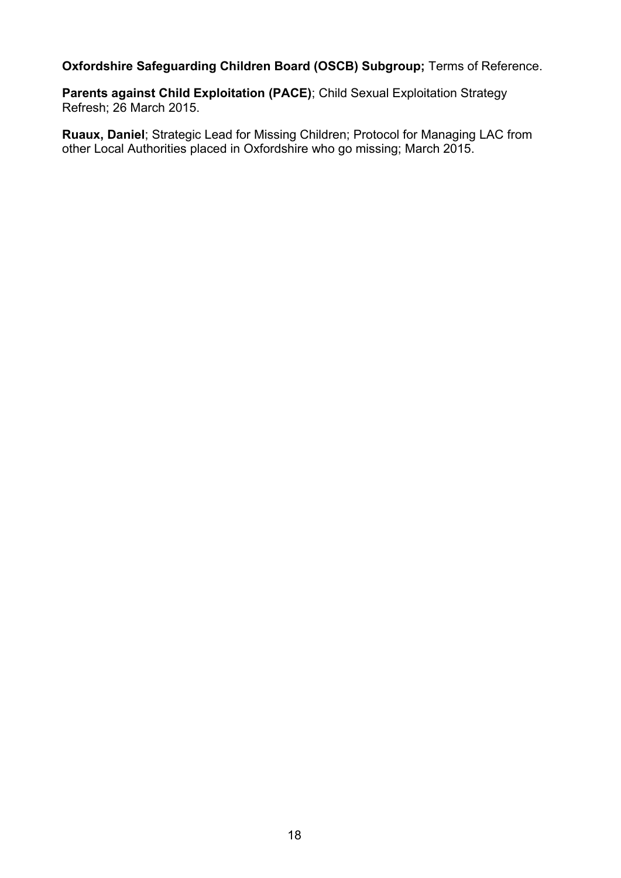**Oxfordshire Safeguarding Children Board (OSCB) Subgroup;** Terms of Reference.

**Parents against Child Exploitation (PACE)**; Child Sexual Exploitation Strategy Refresh; 26 March 2015.

**Ruaux, Daniel**; Strategic Lead for Missing Children; Protocol for Managing LAC from other Local Authorities placed in Oxfordshire who go missing; March 2015.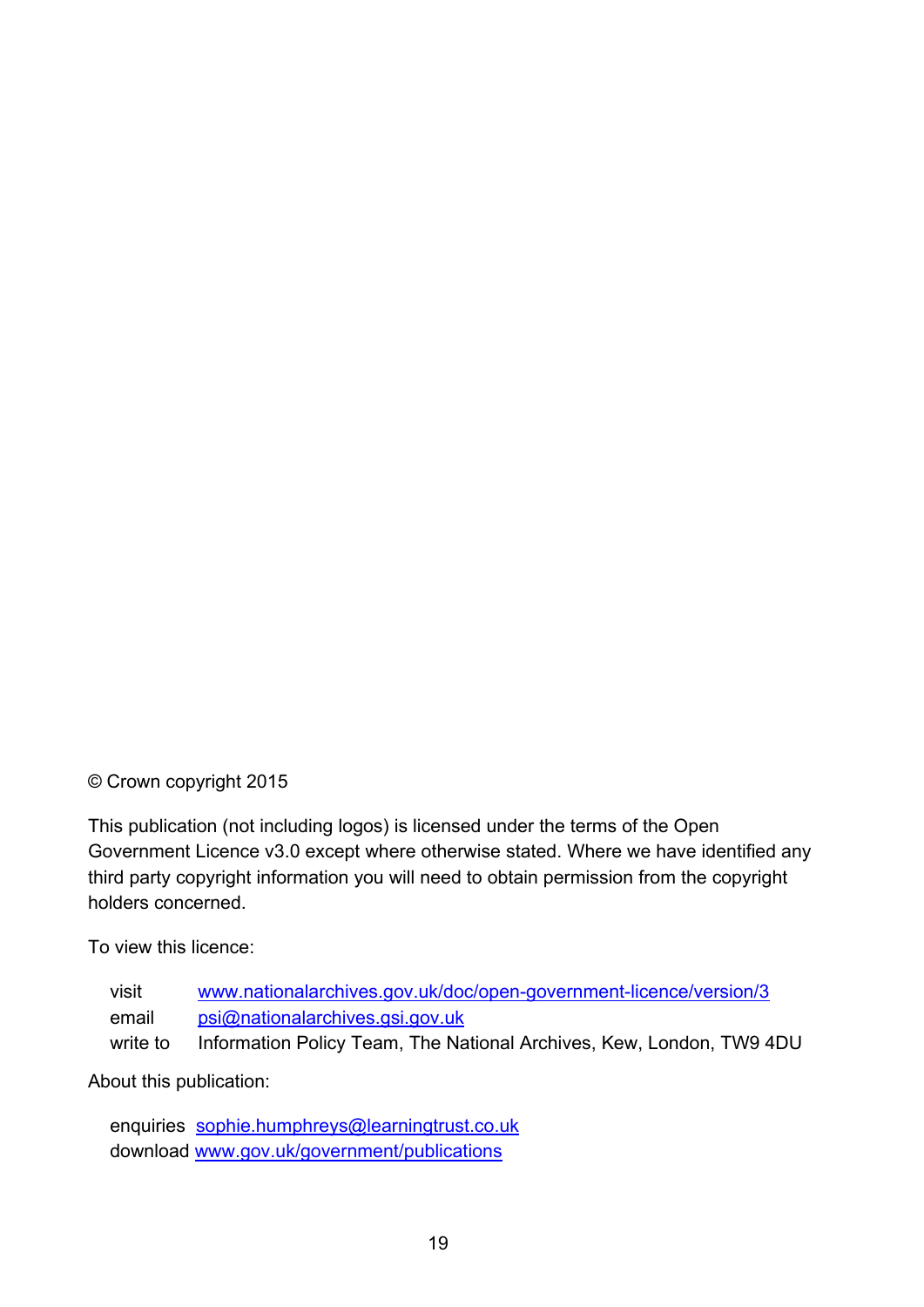© Crown copyright 2015

This publication (not including logos) is licensed under the terms of the Open Government Licence v3.0 except where otherwise stated. Where we have identified any third party copyright information you will need to obtain permission from the copyright holders concerned.

To view this licence:

| | |
|---|---|
| visit | www.nationalarchives.gov.uk/doc/open-government-licence/version/3 |
| email | psi@nationalarchives.gsi.gov.uk |
| write to | Information Policy Team, The National Archives, Kew, London, TW9 4DU |

About this publication:

| | |
|---|---|
| enquiries | sophie.humphreys@learningtrust.co.uk |
| download | www.gov.uk/government/publications |